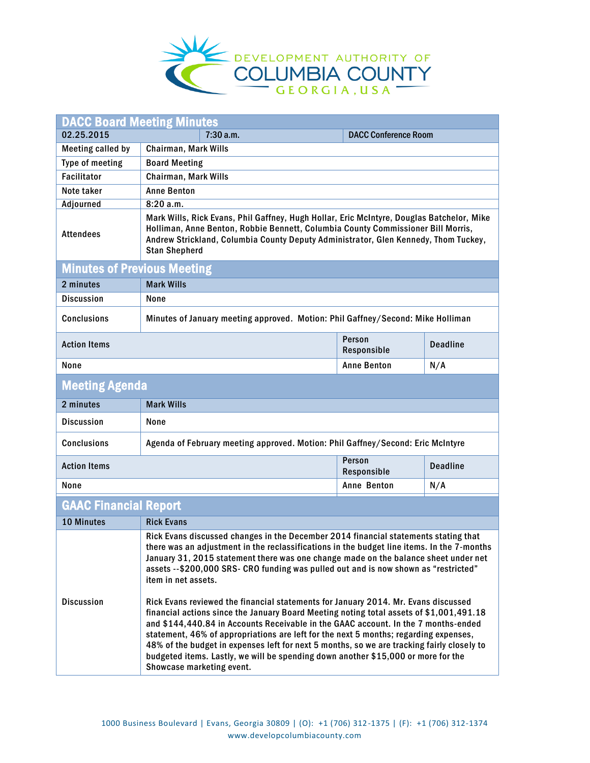# DEVELOPMENT AUTHORITY OF COLUMBIA COUNTY

GEORGIA, USA

## DACC Board Meeting Minutes

| 02.25.2015 | 7:30 a.m. | DACC Conference Room |
|---|---|---|
| Meeting called by | Chairman, Mark Wills | |
| Type of meeting | Board Meeting | |
| Facilitator | Chairman, Mark Wills | |
| Note taker | Anne Benton | |
| Adjourned | 8:20 a.m. | |
| Attendees | Mark Wills, Rick Evans, Phil Gaffney, Hugh Hollar, Eric McIntyre, Douglas Batchelor, Mike Holliman, Anne Benton, Robbie Bennett, Columbia County Commissioner Bill Morris, Andrew Strickland, Columbia County Deputy Administrator, Glen Kennedy, Thom Tuckey, Stan Shepherd | |

## Minutes of Previous Meeting

| 2 minutes | Mark Wills | | |
|---|---|---|---|
| Discussion | None | | |
| Conclusions | Minutes of January meeting approved. Motion: Phil Gaffney/Second: Mike Holliman | | |
| **Action Items** | | **Person Responsible** | **Deadline** |
| None | | Anne Benton | N/A |

## Meeting Agenda

| 2 minutes | Mark Wills | | |
|---|---|---|---|
| Discussion | None | | |
| Conclusions | Agenda of February meeting approved. Motion: Phil Gaffney/Second: Eric McIntyre | | |
| **Action Items** | | **Person Responsible** | **Deadline** |
| None | | Anne Benton | N/A |

## GAAC Financial Report

| 10 Minutes | Rick Evans |
|---|---|
| Discussion | Rick Evans discussed changes in the December 2014 financial statements stating that there was an adjustment in the reclassifications in the budget line items. In the 7-months January 31, 2015 statement there was one change made on the balance sheet under net assets --$200,000 SRS- CRO funding was pulled out and is now shown as "restricted" item in net assets.<br><br>Rick Evans reviewed the financial statements for January 2014. Mr. Evans discussed financial actions since the January Board Meeting noting total assets of $1,001,491.18 and $144,440.84 in Accounts Receivable in the GAAC account. In the 7 months-ended statement, 46% of appropriations are left for the next 5 months; regarding expenses, 48% of the budget in expenses left for next 5 months, so we are tracking fairly closely to budgeted items. Lastly, we will be spending down another $15,000 or more for the Showcase marketing event. |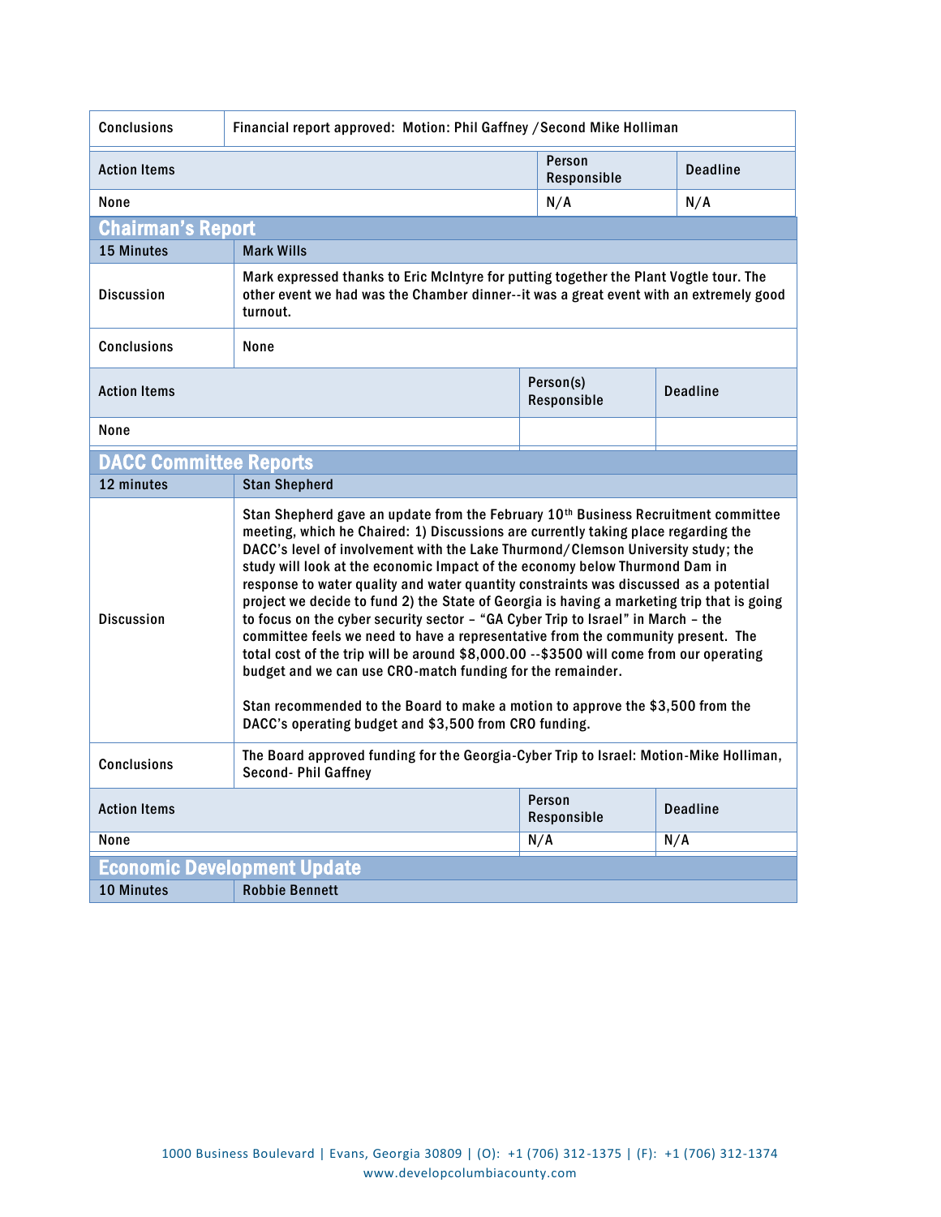| Conclusions | Financial report approved: Motion: Phil Gaffney /Second Mike Holliman | |
|---|---|---|

| Action Items | Person Responsible | Deadline |
|---|---|---|
| None | N/A | N/A |

## Chairman's Report

| 15 Minutes | Mark Wills |
|---|---|
| Discussion | Mark expressed thanks to Eric McIntyre for putting together the Plant Vogtle tour. The other event we had was the Chamber dinner--it was a great event with an extremely good turnout. |
| Conclusions | None |

| Action Items | Person(s) Responsible | Deadline |
|---|---|---|
| None | | |

## DACC Committee Reports

| 12 minutes | Stan Shepherd |
|---|---|
| Discussion | Stan Shepherd gave an update from the February 10th Business Recruitment committee meeting, which he Chaired: 1) Discussions are currently taking place regarding the DACC's level of involvement with the Lake Thurmond/Clemson University study; the study will look at the economic Impact of the economy below Thurmond Dam in response to water quality and water quantity constraints was discussed as a potential project we decide to fund 2) the State of Georgia is having a marketing trip that is going to focus on the cyber security sector – "GA Cyber Trip to Israel" in March – the committee feels we need to have a representative from the community present. The total cost of the trip will be around $8,000.00 --$3500 will come from our operating budget and we can use CRO-match funding for the remainder.<br><br>Stan recommended to the Board to make a motion to approve the $3,500 from the DACC's operating budget and $3,500 from CRO funding. |
| Conclusions | The Board approved funding for the Georgia-Cyber Trip to Israel: Motion-Mike Holliman, Second- Phil Gaffney |

| Action Items | Person Responsible | Deadline |
|---|---|---|
| None | N/A | N/A |

## Economic Development Update

| 10 Minutes | Robbie Bennett |
|---|---|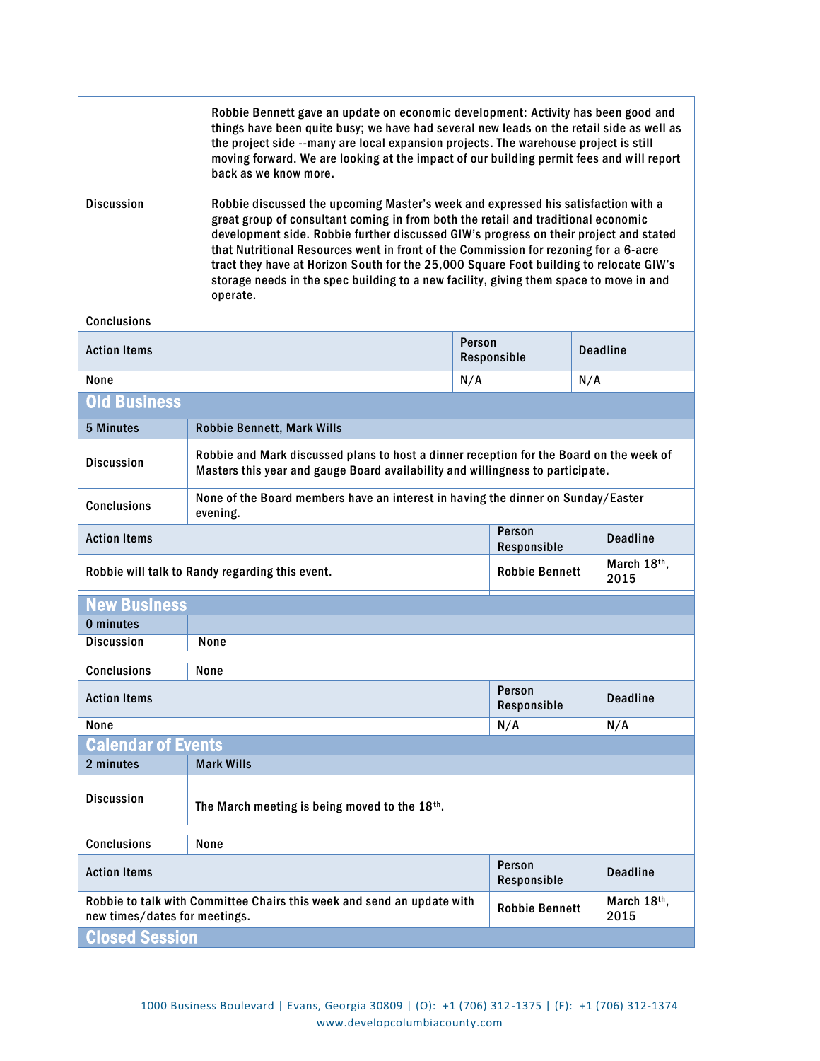| | | | |
|---|---|---|---|
| Discussion | Robbie Bennett gave an update on economic development: Activity has been good and things have been quite busy; we have had several new leads on the retail side as well as the project side --many are local expansion projects. The warehouse project is still moving forward. We are looking at the impact of our building permit fees and will report back as we know more.<br><br>Robbie discussed the upcoming Master's week and expressed his satisfaction with a great group of consultant coming in from both the retail and traditional economic development side. Robbie further discussed GIW's progress on their project and stated that Nutritional Resources went in front of the Commission for rezoning for a 6-acre tract they have at Horizon South for the 25,000 Square Foot building to relocate GIW's storage needs in the spec building to a new facility, giving them space to move in and operate. | | |
| Conclusions | | | |
| Action Items | | Person Responsible | Deadline |
| None | | N/A | N/A |

## Old Business

| | | | |
|---|---|---|---|
| 5 Minutes | Robbie Bennett, Mark Wills | | |
| Discussion | Robbie and Mark discussed plans to host a dinner reception for the Board on the week of Masters this year and gauge Board availability and willingness to participate. | | |
| Conclusions | None of the Board members have an interest in having the dinner on Sunday/Easter evening. | | |
| Action Items | | Person Responsible | Deadline |
| Robbie will talk to Randy regarding this event. | | Robbie Bennett | March 18th, 2015 |

## New Business

| | | | |
|---|---|---|---|
| 0 minutes | | | |
| Discussion | None | | |
| Conclusions | None | | |
| Action Items | | Person Responsible | Deadline |
| None | | N/A | N/A |

## Calendar of Events

| | | | |
|---|---|---|---|
| 2 minutes | Mark Wills | | |
| Discussion | The March meeting is being moved to the 18th. | | |
| Conclusions | None | | |
| Action Items | | Person Responsible | Deadline |
| Robbie to talk with Committee Chairs this week and send an update with new times/dates for meetings. | | Robbie Bennett | March 18th, 2015 |

## Closed Session

1000 Business Boulevard | Evans, Georgia 30809 | (O): +1 (706) 312-1375 | (F): +1 (706) 312-1374
www.developcolumbiacounty.com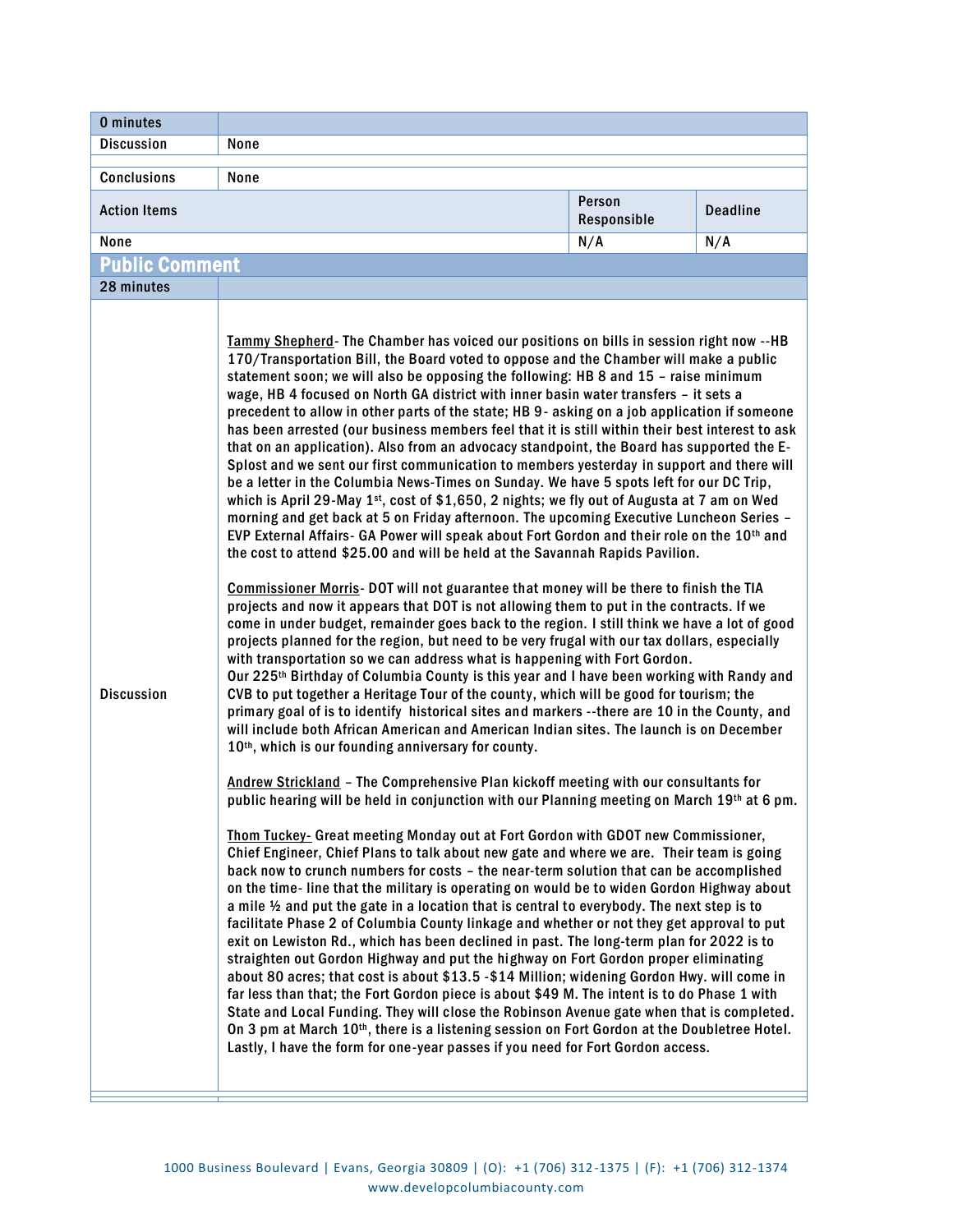| 0 minutes | | | |
|---|---|---|---|
| Discussion | None | | |
| | | | |
| Conclusions | None | | |
| Action Items | | Person Responsible | Deadline |
| None | | N/A | N/A |

## Public Comment

| 28 minutes | |
|---|---|
| Discussion | Tammy Shepherd- The Chamber has voiced our positions on bills in session right now --HB 170/Transportation Bill, the Board voted to oppose and the Chamber will make a public statement soon; we will also be opposing the following: HB 8 and 15 – raise minimum wage, HB 4 focused on North GA district with inner basin water transfers – it sets a precedent to allow in other parts of the state; HB 9- asking on a job application if someone has been arrested (our business members feel that it is still within their best interest to ask that on an application). Also from an advocacy standpoint, the Board has supported the E-Splost and we sent our first communication to members yesterday in support and there will be a letter in the Columbia News-Times on Sunday. We have 5 spots left for our DC Trip, which is April 29-May 1st, cost of $1,650, 2 nights; we fly out of Augusta at 7 am on Wed morning and get back at 5 on Friday afternoon. The upcoming Executive Luncheon Series – EVP External Affairs- GA Power will speak about Fort Gordon and their role on the 10th and the cost to attend $25.00 and will be held at the Savannah Rapids Pavilion.<br><br>Commissioner Morris- DOT will not guarantee that money will be there to finish the TIA projects and now it appears that DOT is not allowing them to put in the contracts. If we come in under budget, remainder goes back to the region. I still think we have a lot of good projects planned for the region, but need to be very frugal with our tax dollars, especially with transportation so we can address what is happening with Fort Gordon.<br>Our 225th Birthday of Columbia County is this year and I have been working with Randy and CVB to put together a Heritage Tour of the county, which will be good for tourism; the primary goal of is to identify historical sites and markers --there are 10 in the County, and will include both African American and American Indian sites. The launch is on December 10th, which is our founding anniversary for county.<br><br>Andrew Strickland – The Comprehensive Plan kickoff meeting with our consultants for public hearing will be held in conjunction with our Planning meeting on March 19th at 6 pm.<br><br>Thom Tuckey- Great meeting Monday out at Fort Gordon with GDOT new Commissioner, Chief Engineer, Chief Plans to talk about new gate and where we are. Their team is going back now to crunch numbers for costs – the near-term solution that can be accomplished on the time- line that the military is operating on would be to widen Gordon Highway about a mile ½ and put the gate in a location that is central to everybody. The next step is to facilitate Phase 2 of Columbia County linkage and whether or not they get approval to put exit on Lewiston Rd., which has been declined in past. The long-term plan for 2022 is to straighten out Gordon Highway and put the highway on Fort Gordon proper eliminating about 80 acres; that cost is about $13.5 -$14 Million; widening Gordon Hwy. will come in far less than that; the Fort Gordon piece is about $49 M. The intent is to do Phase 1 with State and Local Funding. They will close the Robinson Avenue gate when that is completed. On 3 pm at March 10th, there is a listening session on Fort Gordon at the Doubletree Hotel. Lastly, I have the form for one-year passes if you need for Fort Gordon access. |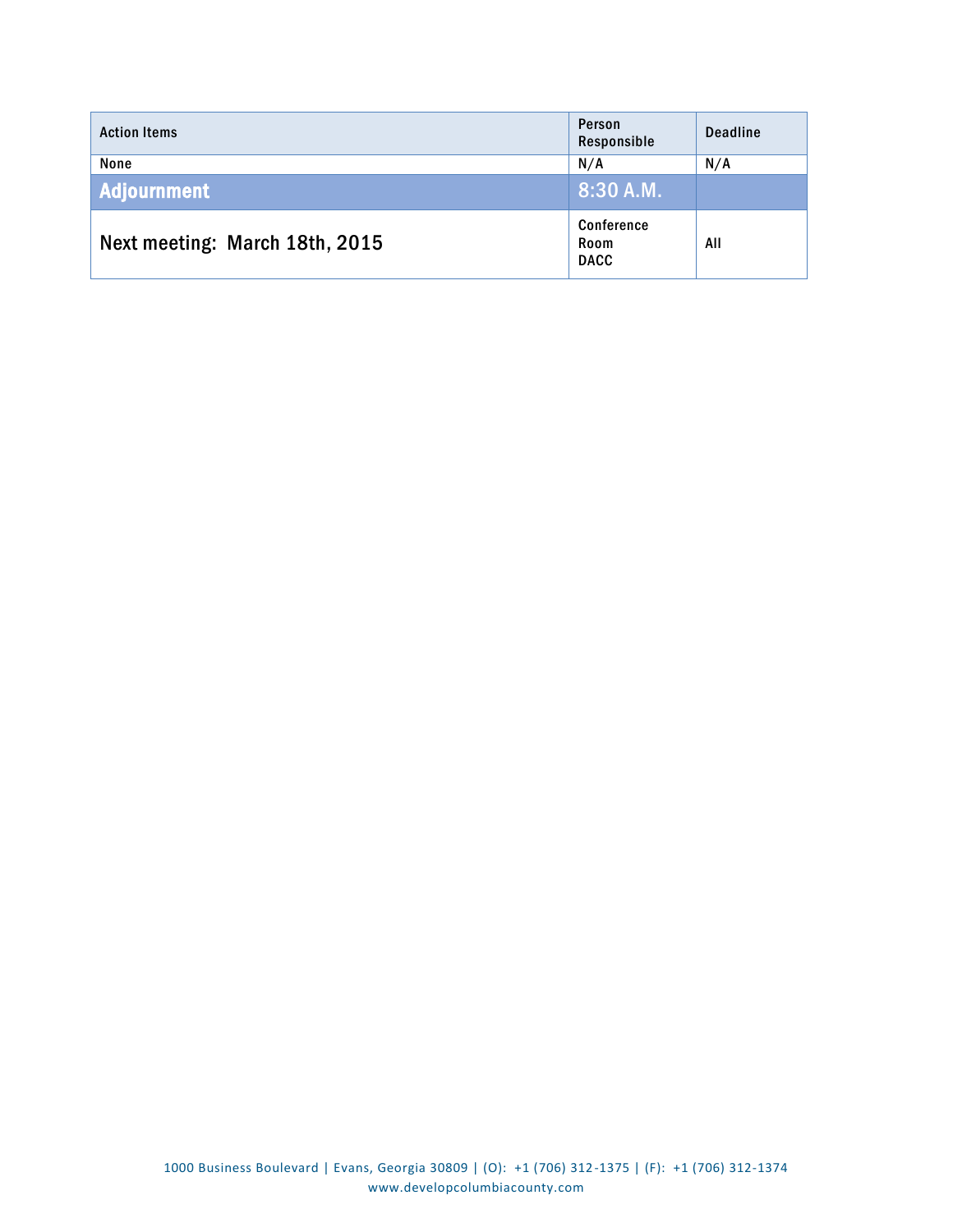| Action Items | Person Responsible | Deadline |
|---|---|---|
| None | N/A | N/A |
| **Adjournment** | 8:30 A.M. | |
| **Next meeting: March 18th, 2015** | Conference Room DACC | All |

1000 Business Boulevard | Evans, Georgia 30809 | (O): +1 (706) 312-1375 | (F): +1 (706) 312-1374
www.developcolumbiacounty.com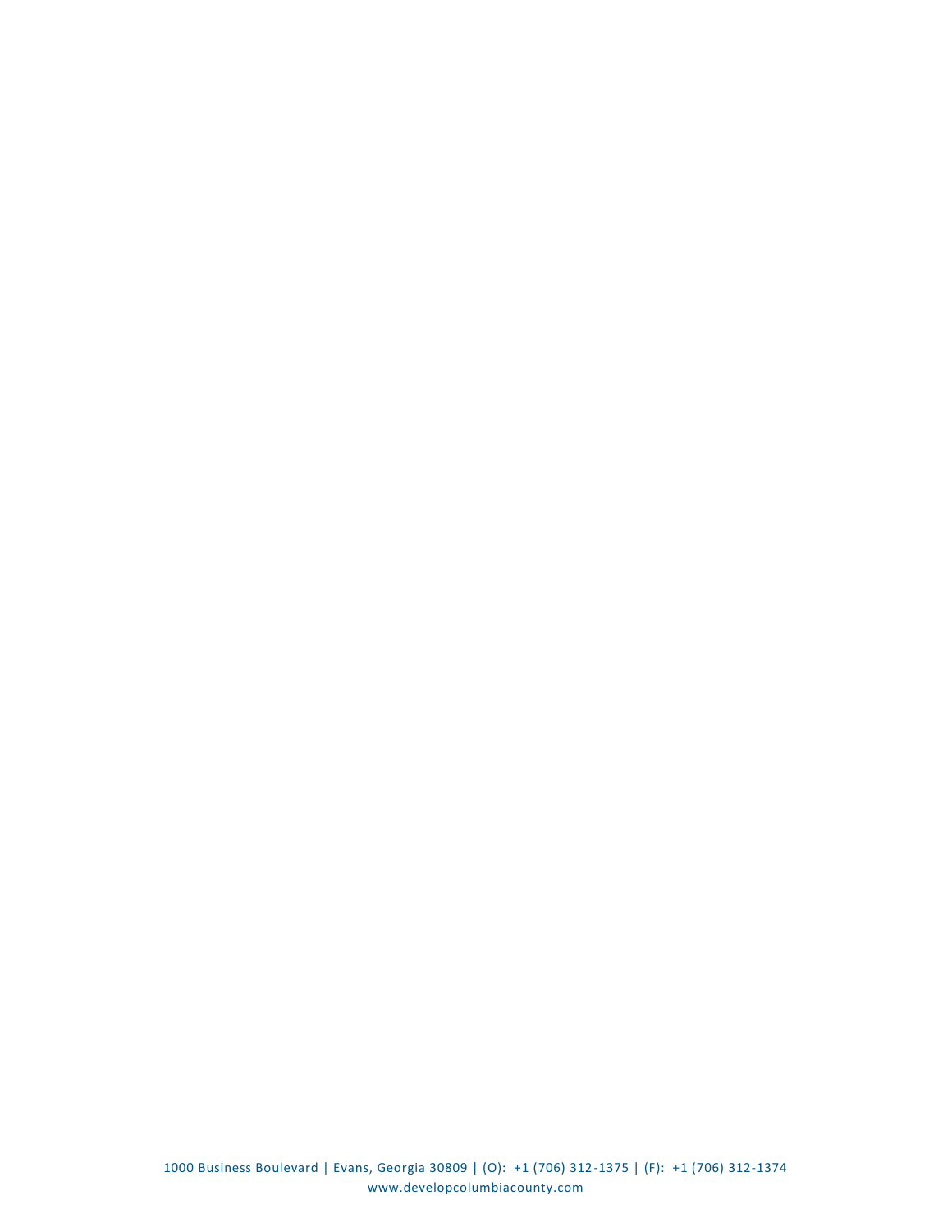1000 Business Boulevard | Evans, Georgia 30809 | (O): +1 (706) 312-1375 | (F): +1 (706) 312-1374
www.developcolumbiacounty.com